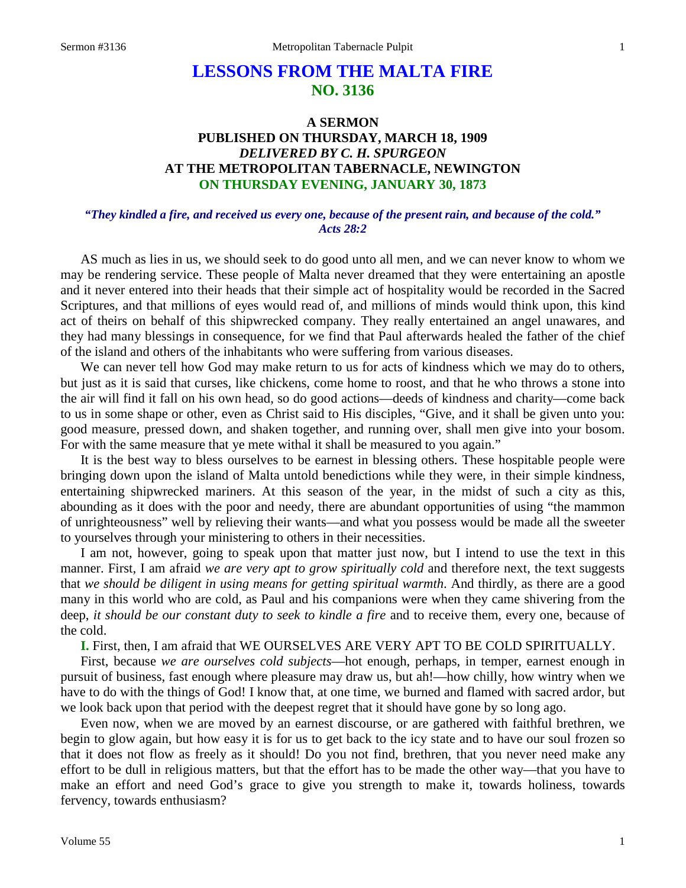# LESSONS FROM THE MALTA FIRE
## NO. 3136

### A SERMON
### PUBLISHED ON THURSDAY, MARCH 18, 1909
### *DELIVERED BY C. H. SPURGEON*
### AT THE METROPOLITAN TABERNACLE, NEWINGTON
### ON THURSDAY EVENING, JANUARY 30, 1873

***"They kindled a fire, and received us every one, because of the present rain, and because of the cold." Acts 28:2***

AS much as lies in us, we should seek to do good unto all men, and we can never know to whom we may be rendering service. These people of Malta never dreamed that they were entertaining an apostle and it never entered into their heads that their simple act of hospitality would be recorded in the Sacred Scriptures, and that millions of eyes would read of, and millions of minds would think upon, this kind act of theirs on behalf of this shipwrecked company. They really entertained an angel unawares, and they had many blessings in consequence, for we find that Paul afterwards healed the father of the chief of the island and others of the inhabitants who were suffering from various diseases.

We can never tell how God may make return to us for acts of kindness which we may do to others, but just as it is said that curses, like chickens, come home to roost, and that he who throws a stone into the air will find it fall on his own head, so do good actions—deeds of kindness and charity—come back to us in some shape or other, even as Christ said to His disciples, "Give, and it shall be given unto you: good measure, pressed down, and shaken together, and running over, shall men give into your bosom. For with the same measure that ye mete withal it shall be measured to you again."

It is the best way to bless ourselves to be earnest in blessing others. These hospitable people were bringing down upon the island of Malta untold benedictions while they were, in their simple kindness, entertaining shipwrecked mariners. At this season of the year, in the midst of such a city as this, abounding as it does with the poor and needy, there are abundant opportunities of using "the mammon of unrighteousness" well by relieving their wants—and what you possess would be made all the sweeter to yourselves through your ministering to others in their necessities.

I am not, however, going to speak upon that matter just now, but I intend to use the text in this manner. First, I am afraid *we are very apt to grow spiritually cold* and therefore next, the text suggests that *we should be diligent in using means for getting spiritual warmth*. And thirdly, as there are a good many in this world who are cold, as Paul and his companions were when they came shivering from the deep, *it should be our constant duty to seek to kindle a fire* and to receive them, every one, because of the cold.

**I.** First, then, I am afraid that WE OURSELVES ARE VERY APT TO BE COLD SPIRITUALLY.

First, because *we are ourselves cold subjects*—hot enough, perhaps, in temper, earnest enough in pursuit of business, fast enough where pleasure may draw us, but ah!—how chilly, how wintry when we have to do with the things of God! I know that, at one time, we burned and flamed with sacred ardor, but we look back upon that period with the deepest regret that it should have gone by so long ago.

Even now, when we are moved by an earnest discourse, or are gathered with faithful brethren, we begin to glow again, but how easy it is for us to get back to the icy state and to have our soul frozen so that it does not flow as freely as it should! Do you not find, brethren, that you never need make any effort to be dull in religious matters, but that the effort has to be made the other way—that you have to make an effort and need God's grace to give you strength to make it, towards holiness, towards fervency, towards enthusiasm?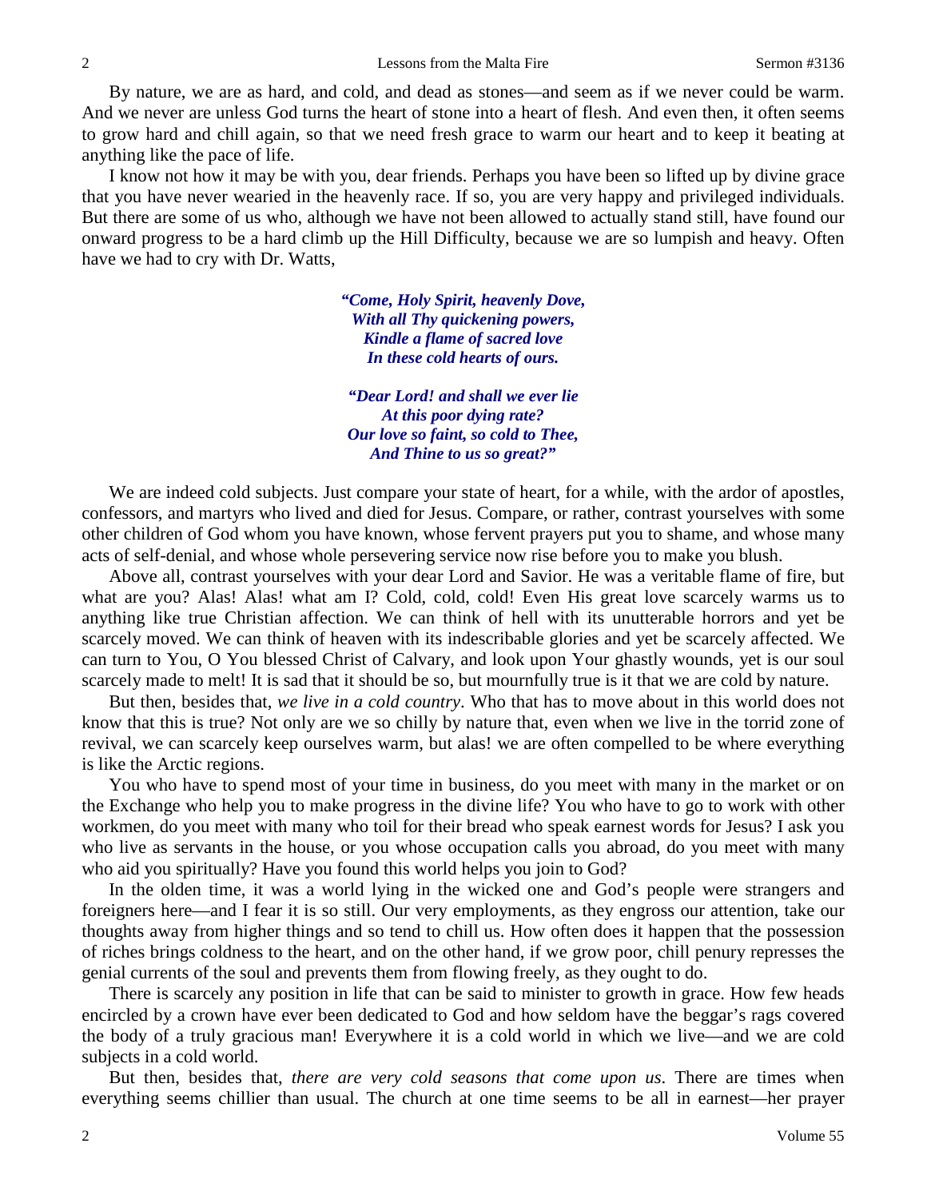By nature, we are as hard, and cold, and dead as stones—and seem as if we never could be warm. And we never are unless God turns the heart of stone into a heart of flesh. And even then, it often seems to grow hard and chill again, so that we need fresh grace to warm our heart and to keep it beating at anything like the pace of life.

I know not how it may be with you, dear friends. Perhaps you have been so lifted up by divine grace that you have never wearied in the heavenly race. If so, you are very happy and privileged individuals. But there are some of us who, although we have not been allowed to actually stand still, have found our onward progress to be a hard climb up the Hill Difficulty, because we are so lumpish and heavy. Often have we had to cry with Dr. Watts,

> ***"Come, Holy Spirit, heavenly Dove,***
> ***With all Thy quickening powers,***
> ***Kindle a flame of sacred love***
> ***In these cold hearts of ours.***
>
> ***"Dear Lord! and shall we ever lie***
> ***At this poor dying rate?***
> ***Our love so faint, so cold to Thee,***
> ***And Thine to us so great?"***

We are indeed cold subjects. Just compare your state of heart, for a while, with the ardor of apostles, confessors, and martyrs who lived and died for Jesus. Compare, or rather, contrast yourselves with some other children of God whom you have known, whose fervent prayers put you to shame, and whose many acts of self-denial, and whose whole persevering service now rise before you to make you blush.

Above all, contrast yourselves with your dear Lord and Savior. He was a veritable flame of fire, but what are you? Alas! Alas! what am I? Cold, cold, cold! Even His great love scarcely warms us to anything like true Christian affection. We can think of hell with its unutterable horrors and yet be scarcely moved. We can think of heaven with its indescribable glories and yet be scarcely affected. We can turn to You, O You blessed Christ of Calvary, and look upon Your ghastly wounds, yet is our soul scarcely made to melt! It is sad that it should be so, but mournfully true is it that we are cold by nature.

But then, besides that, *we live in a cold country*. Who that has to move about in this world does not know that this is true? Not only are we so chilly by nature that, even when we live in the torrid zone of revival, we can scarcely keep ourselves warm, but alas! we are often compelled to be where everything is like the Arctic regions.

You who have to spend most of your time in business, do you meet with many in the market or on the Exchange who help you to make progress in the divine life? You who have to go to work with other workmen, do you meet with many who toil for their bread who speak earnest words for Jesus? I ask you who live as servants in the house, or you whose occupation calls you abroad, do you meet with many who aid you spiritually? Have you found this world helps you join to God?

In the olden time, it was a world lying in the wicked one and God's people were strangers and foreigners here—and I fear it is so still. Our very employments, as they engross our attention, take our thoughts away from higher things and so tend to chill us. How often does it happen that the possession of riches brings coldness to the heart, and on the other hand, if we grow poor, chill penury represses the genial currents of the soul and prevents them from flowing freely, as they ought to do.

There is scarcely any position in life that can be said to minister to growth in grace. How few heads encircled by a crown have ever been dedicated to God and how seldom have the beggar's rags covered the body of a truly gracious man! Everywhere it is a cold world in which we live—and we are cold subjects in a cold world.

But then, besides that, *there are very cold seasons that come upon us*. There are times when everything seems chillier than usual. The church at one time seems to be all in earnest—her prayer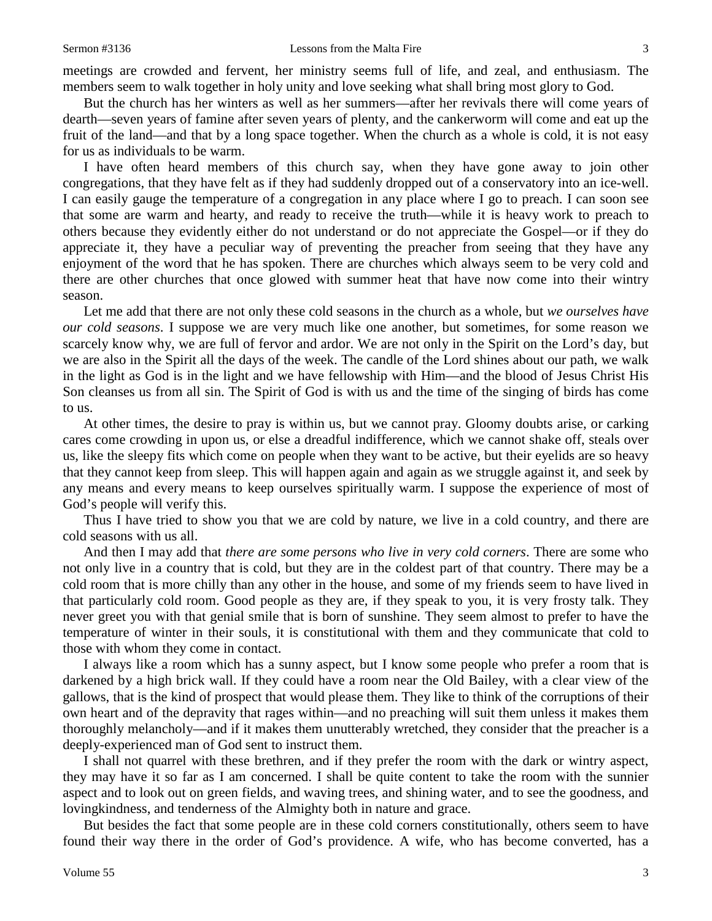meetings are crowded and fervent, her ministry seems full of life, and zeal, and enthusiasm. The members seem to walk together in holy unity and love seeking what shall bring most glory to God.

But the church has her winters as well as her summers—after her revivals there will come years of dearth—seven years of famine after seven years of plenty, and the cankerworm will come and eat up the fruit of the land—and that by a long space together. When the church as a whole is cold, it is not easy for us as individuals to be warm.

I have often heard members of this church say, when they have gone away to join other congregations, that they have felt as if they had suddenly dropped out of a conservatory into an ice-well. I can easily gauge the temperature of a congregation in any place where I go to preach. I can soon see that some are warm and hearty, and ready to receive the truth—while it is heavy work to preach to others because they evidently either do not understand or do not appreciate the Gospel—or if they do appreciate it, they have a peculiar way of preventing the preacher from seeing that they have any enjoyment of the word that he has spoken. There are churches which always seem to be very cold and there are other churches that once glowed with summer heat that have now come into their wintry season.

Let me add that there are not only these cold seasons in the church as a whole, but *we ourselves have our cold seasons*. I suppose we are very much like one another, but sometimes, for some reason we scarcely know why, we are full of fervor and ardor. We are not only in the Spirit on the Lord's day, but we are also in the Spirit all the days of the week. The candle of the Lord shines about our path, we walk in the light as God is in the light and we have fellowship with Him—and the blood of Jesus Christ His Son cleanses us from all sin. The Spirit of God is with us and the time of the singing of birds has come to us.

At other times, the desire to pray is within us, but we cannot pray. Gloomy doubts arise, or carking cares come crowding in upon us, or else a dreadful indifference, which we cannot shake off, steals over us, like the sleepy fits which come on people when they want to be active, but their eyelids are so heavy that they cannot keep from sleep. This will happen again and again as we struggle against it, and seek by any means and every means to keep ourselves spiritually warm. I suppose the experience of most of God's people will verify this.

Thus I have tried to show you that we are cold by nature, we live in a cold country, and there are cold seasons with us all.

And then I may add that *there are some persons who live in very cold corners*. There are some who not only live in a country that is cold, but they are in the coldest part of that country. There may be a cold room that is more chilly than any other in the house, and some of my friends seem to have lived in that particularly cold room. Good people as they are, if they speak to you, it is very frosty talk. They never greet you with that genial smile that is born of sunshine. They seem almost to prefer to have the temperature of winter in their souls, it is constitutional with them and they communicate that cold to those with whom they come in contact.

I always like a room which has a sunny aspect, but I know some people who prefer a room that is darkened by a high brick wall. If they could have a room near the Old Bailey, with a clear view of the gallows, that is the kind of prospect that would please them. They like to think of the corruptions of their own heart and of the depravity that rages within—and no preaching will suit them unless it makes them thoroughly melancholy—and if it makes them unutterably wretched, they consider that the preacher is a deeply-experienced man of God sent to instruct them.

I shall not quarrel with these brethren, and if they prefer the room with the dark or wintry aspect, they may have it so far as I am concerned. I shall be quite content to take the room with the sunnier aspect and to look out on green fields, and waving trees, and shining water, and to see the goodness, and lovingkindness, and tenderness of the Almighty both in nature and grace.

But besides the fact that some people are in these cold corners constitutionally, others seem to have found their way there in the order of God's providence. A wife, who has become converted, has a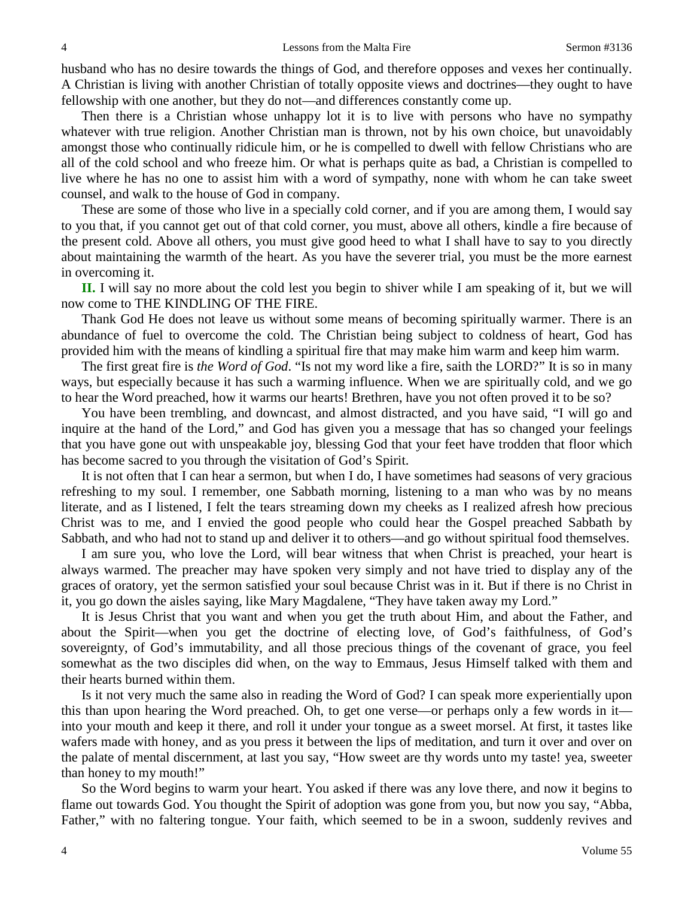husband who has no desire towards the things of God, and therefore opposes and vexes her continually. A Christian is living with another Christian of totally opposite views and doctrines—they ought to have fellowship with one another, but they do not—and differences constantly come up.

Then there is a Christian whose unhappy lot it is to live with persons who have no sympathy whatever with true religion. Another Christian man is thrown, not by his own choice, but unavoidably amongst those who continually ridicule him, or he is compelled to dwell with fellow Christians who are all of the cold school and who freeze him. Or what is perhaps quite as bad, a Christian is compelled to live where he has no one to assist him with a word of sympathy, none with whom he can take sweet counsel, and walk to the house of God in company.

These are some of those who live in a specially cold corner, and if you are among them, I would say to you that, if you cannot get out of that cold corner, you must, above all others, kindle a fire because of the present cold. Above all others, you must give good heed to what I shall have to say to you directly about maintaining the warmth of the heart. As you have the severer trial, you must be the more earnest in overcoming it.

**II.** I will say no more about the cold lest you begin to shiver while I am speaking of it, but we will now come to THE KINDLING OF THE FIRE.

Thank God He does not leave us without some means of becoming spiritually warmer. There is an abundance of fuel to overcome the cold. The Christian being subject to coldness of heart, God has provided him with the means of kindling a spiritual fire that may make him warm and keep him warm.

The first great fire is *the Word of God*. "Is not my word like a fire, saith the LORD?" It is so in many ways, but especially because it has such a warming influence. When we are spiritually cold, and we go to hear the Word preached, how it warms our hearts! Brethren, have you not often proved it to be so?

You have been trembling, and downcast, and almost distracted, and you have said, "I will go and inquire at the hand of the Lord," and God has given you a message that has so changed your feelings that you have gone out with unspeakable joy, blessing God that your feet have trodden that floor which has become sacred to you through the visitation of God's Spirit.

It is not often that I can hear a sermon, but when I do, I have sometimes had seasons of very gracious refreshing to my soul. I remember, one Sabbath morning, listening to a man who was by no means literate, and as I listened, I felt the tears streaming down my cheeks as I realized afresh how precious Christ was to me, and I envied the good people who could hear the Gospel preached Sabbath by Sabbath, and who had not to stand up and deliver it to others—and go without spiritual food themselves.

I am sure you, who love the Lord, will bear witness that when Christ is preached, your heart is always warmed. The preacher may have spoken very simply and not have tried to display any of the graces of oratory, yet the sermon satisfied your soul because Christ was in it. But if there is no Christ in it, you go down the aisles saying, like Mary Magdalene, "They have taken away my Lord."

It is Jesus Christ that you want and when you get the truth about Him, and about the Father, and about the Spirit—when you get the doctrine of electing love, of God's faithfulness, of God's sovereignty, of God's immutability, and all those precious things of the covenant of grace, you feel somewhat as the two disciples did when, on the way to Emmaus, Jesus Himself talked with them and their hearts burned within them.

Is it not very much the same also in reading the Word of God? I can speak more experientially upon this than upon hearing the Word preached. Oh, to get one verse—or perhaps only a few words in it—into your mouth and keep it there, and roll it under your tongue as a sweet morsel. At first, it tastes like wafers made with honey, and as you press it between the lips of meditation, and turn it over and over on the palate of mental discernment, at last you say, "How sweet are thy words unto my taste! yea, sweeter than honey to my mouth!"

So the Word begins to warm your heart. You asked if there was any love there, and now it begins to flame out towards God. You thought the Spirit of adoption was gone from you, but now you say, "Abba, Father," with no faltering tongue. Your faith, which seemed to be in a swoon, suddenly revives and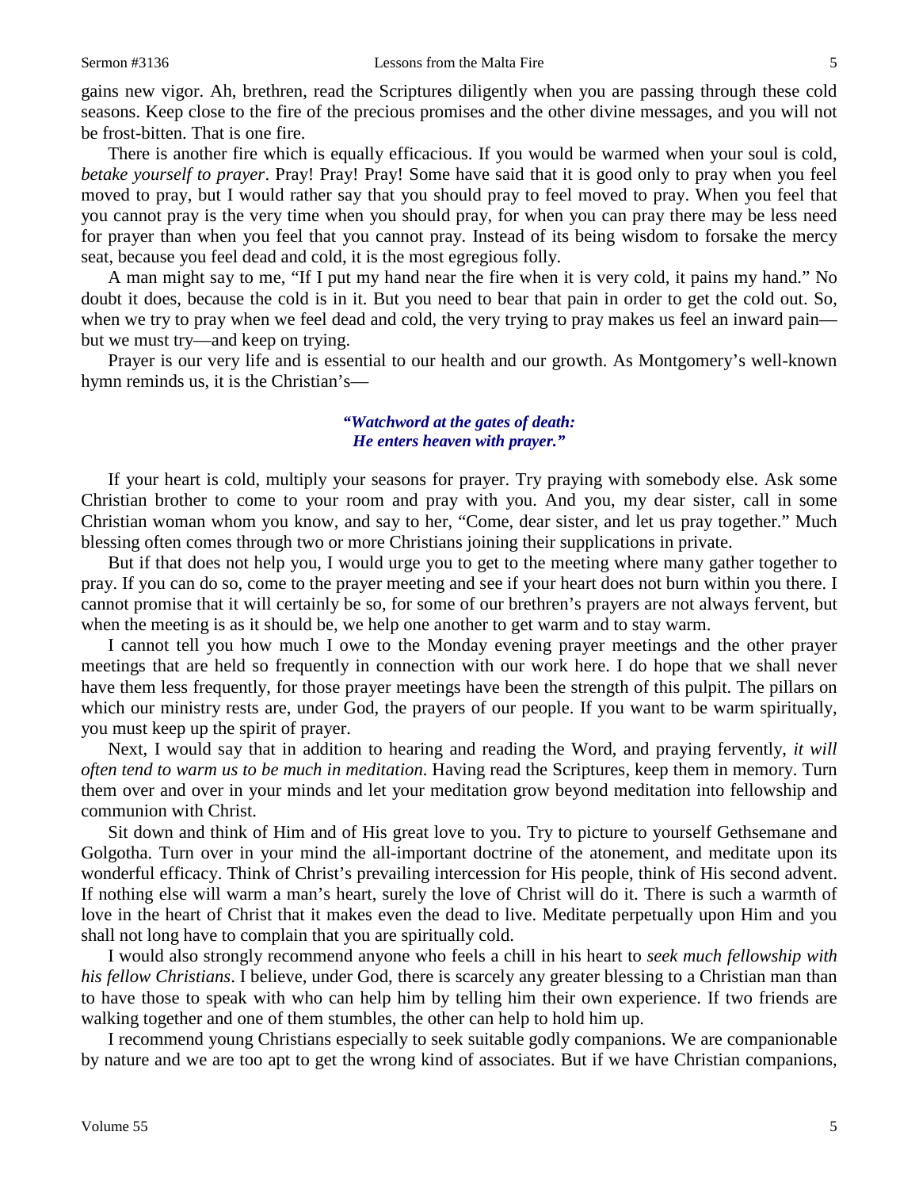gains new vigor. Ah, brethren, read the Scriptures diligently when you are passing through these cold seasons. Keep close to the fire of the precious promises and the other divine messages, and you will not be frost-bitten. That is one fire.

There is another fire which is equally efficacious. If you would be warmed when your soul is cold, *betake yourself to prayer*. Pray! Pray! Pray! Some have said that it is good only to pray when you feel moved to pray, but I would rather say that you should pray to feel moved to pray. When you feel that you cannot pray is the very time when you should pray, for when you can pray there may be less need for prayer than when you feel that you cannot pray. Instead of its being wisdom to forsake the mercy seat, because you feel dead and cold, it is the most egregious folly.

A man might say to me, "If I put my hand near the fire when it is very cold, it pains my hand." No doubt it does, because the cold is in it. But you need to bear that pain in order to get the cold out. So, when we try to pray when we feel dead and cold, the very trying to pray makes us feel an inward pain—but we must try—and keep on trying.

Prayer is our very life and is essential to our health and our growth. As Montgomery's well-known hymn reminds us, it is the Christian's—

> ***"Watchword at the gates of death:***
> ***He enters heaven with prayer."***

If your heart is cold, multiply your seasons for prayer. Try praying with somebody else. Ask some Christian brother to come to your room and pray with you. And you, my dear sister, call in some Christian woman whom you know, and say to her, "Come, dear sister, and let us pray together." Much blessing often comes through two or more Christians joining their supplications in private.

But if that does not help you, I would urge you to get to the meeting where many gather together to pray. If you can do so, come to the prayer meeting and see if your heart does not burn within you there. I cannot promise that it will certainly be so, for some of our brethren's prayers are not always fervent, but when the meeting is as it should be, we help one another to get warm and to stay warm.

I cannot tell you how much I owe to the Monday evening prayer meetings and the other prayer meetings that are held so frequently in connection with our work here. I do hope that we shall never have them less frequently, for those prayer meetings have been the strength of this pulpit. The pillars on which our ministry rests are, under God, the prayers of our people. If you want to be warm spiritually, you must keep up the spirit of prayer.

Next, I would say that in addition to hearing and reading the Word, and praying fervently, *it will often tend to warm us to be much in meditation*. Having read the Scriptures, keep them in memory. Turn them over and over in your minds and let your meditation grow beyond meditation into fellowship and communion with Christ.

Sit down and think of Him and of His great love to you. Try to picture to yourself Gethsemane and Golgotha. Turn over in your mind the all-important doctrine of the atonement, and meditate upon its wonderful efficacy. Think of Christ's prevailing intercession for His people, think of His second advent. If nothing else will warm a man's heart, surely the love of Christ will do it. There is such a warmth of love in the heart of Christ that it makes even the dead to live. Meditate perpetually upon Him and you shall not long have to complain that you are spiritually cold.

I would also strongly recommend anyone who feels a chill in his heart to *seek much fellowship with his fellow Christians*. I believe, under God, there is scarcely any greater blessing to a Christian man than to have those to speak with who can help him by telling him their own experience. If two friends are walking together and one of them stumbles, the other can help to hold him up.

I recommend young Christians especially to seek suitable godly companions. We are companionable by nature and we are too apt to get the wrong kind of associates. But if we have Christian companions,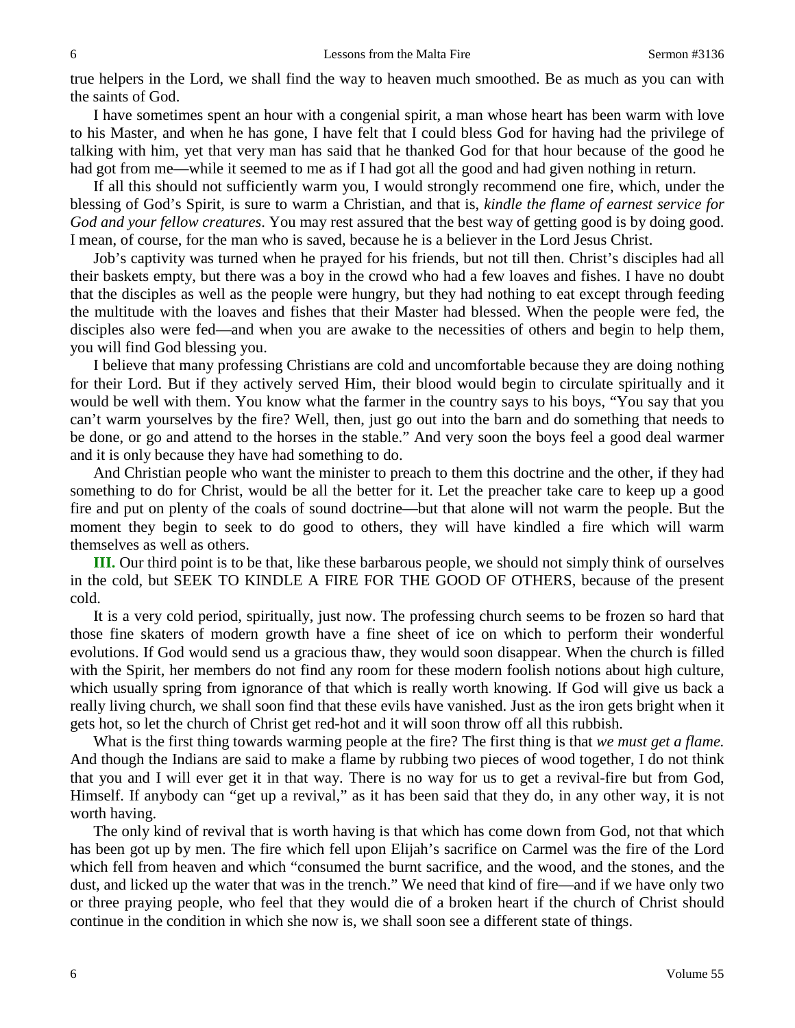true helpers in the Lord, we shall find the way to heaven much smoothed. Be as much as you can with the saints of God.

I have sometimes spent an hour with a congenial spirit, a man whose heart has been warm with love to his Master, and when he has gone, I have felt that I could bless God for having had the privilege of talking with him, yet that very man has said that he thanked God for that hour because of the good he had got from me—while it seemed to me as if I had got all the good and had given nothing in return.

If all this should not sufficiently warm you, I would strongly recommend one fire, which, under the blessing of God's Spirit, is sure to warm a Christian, and that is, *kindle the flame of earnest service for God and your fellow creatures*. You may rest assured that the best way of getting good is by doing good. I mean, of course, for the man who is saved, because he is a believer in the Lord Jesus Christ.

Job's captivity was turned when he prayed for his friends, but not till then. Christ's disciples had all their baskets empty, but there was a boy in the crowd who had a few loaves and fishes. I have no doubt that the disciples as well as the people were hungry, but they had nothing to eat except through feeding the multitude with the loaves and fishes that their Master had blessed. When the people were fed, the disciples also were fed—and when you are awake to the necessities of others and begin to help them, you will find God blessing you.

I believe that many professing Christians are cold and uncomfortable because they are doing nothing for their Lord. But if they actively served Him, their blood would begin to circulate spiritually and it would be well with them. You know what the farmer in the country says to his boys, "You say that you can't warm yourselves by the fire? Well, then, just go out into the barn and do something that needs to be done, or go and attend to the horses in the stable." And very soon the boys feel a good deal warmer and it is only because they have had something to do.

And Christian people who want the minister to preach to them this doctrine and the other, if they had something to do for Christ, would be all the better for it. Let the preacher take care to keep up a good fire and put on plenty of the coals of sound doctrine—but that alone will not warm the people. But the moment they begin to seek to do good to others, they will have kindled a fire which will warm themselves as well as others.

**III.** Our third point is to be that, like these barbarous people, we should not simply think of ourselves in the cold, but SEEK TO KINDLE A FIRE FOR THE GOOD OF OTHERS, because of the present cold.

It is a very cold period, spiritually, just now. The professing church seems to be frozen so hard that those fine skaters of modern growth have a fine sheet of ice on which to perform their wonderful evolutions. If God would send us a gracious thaw, they would soon disappear. When the church is filled with the Spirit, her members do not find any room for these modern foolish notions about high culture, which usually spring from ignorance of that which is really worth knowing. If God will give us back a really living church, we shall soon find that these evils have vanished. Just as the iron gets bright when it gets hot, so let the church of Christ get red-hot and it will soon throw off all this rubbish.

What is the first thing towards warming people at the fire? The first thing is that *we must get a flame.* And though the Indians are said to make a flame by rubbing two pieces of wood together, I do not think that you and I will ever get it in that way. There is no way for us to get a revival-fire but from God, Himself. If anybody can "get up a revival," as it has been said that they do, in any other way, it is not worth having.

The only kind of revival that is worth having is that which has come down from God, not that which has been got up by men. The fire which fell upon Elijah's sacrifice on Carmel was the fire of the Lord which fell from heaven and which "consumed the burnt sacrifice, and the wood, and the stones, and the dust, and licked up the water that was in the trench." We need that kind of fire—and if we have only two or three praying people, who feel that they would die of a broken heart if the church of Christ should continue in the condition in which she now is, we shall soon see a different state of things.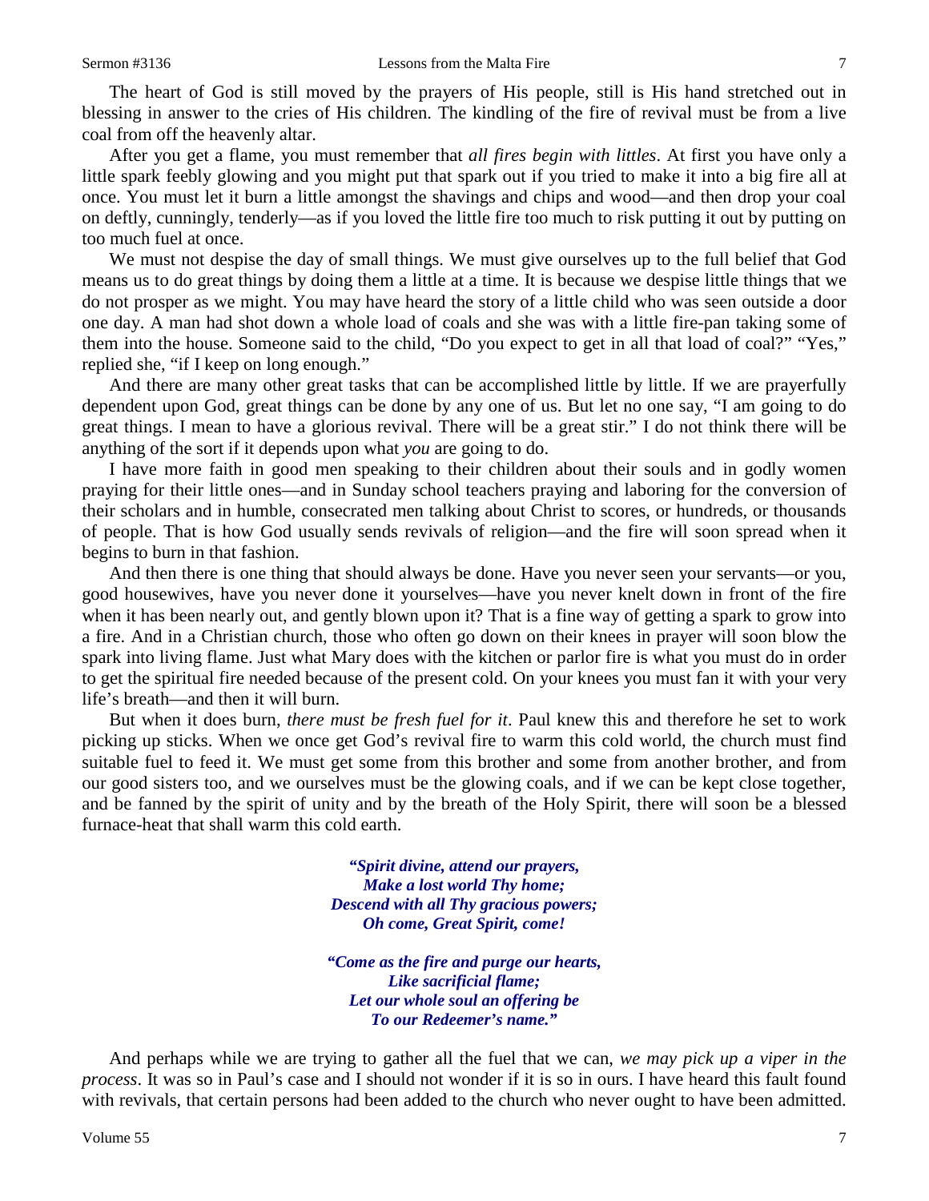The heart of God is still moved by the prayers of His people, still is His hand stretched out in blessing in answer to the cries of His children. The kindling of the fire of revival must be from a live coal from off the heavenly altar.

After you get a flame, you must remember that *all fires begin with littles*. At first you have only a little spark feebly glowing and you might put that spark out if you tried to make it into a big fire all at once. You must let it burn a little amongst the shavings and chips and wood—and then drop your coal on deftly, cunningly, tenderly—as if you loved the little fire too much to risk putting it out by putting on too much fuel at once.

We must not despise the day of small things. We must give ourselves up to the full belief that God means us to do great things by doing them a little at a time. It is because we despise little things that we do not prosper as we might. You may have heard the story of a little child who was seen outside a door one day. A man had shot down a whole load of coals and she was with a little fire-pan taking some of them into the house. Someone said to the child, "Do you expect to get in all that load of coal?" "Yes," replied she, "if I keep on long enough."

And there are many other great tasks that can be accomplished little by little. If we are prayerfully dependent upon God, great things can be done by any one of us. But let no one say, "I am going to do great things. I mean to have a glorious revival. There will be a great stir." I do not think there will be anything of the sort if it depends upon what *you* are going to do.

I have more faith in good men speaking to their children about their souls and in godly women praying for their little ones—and in Sunday school teachers praying and laboring for the conversion of their scholars and in humble, consecrated men talking about Christ to scores, or hundreds, or thousands of people. That is how God usually sends revivals of religion—and the fire will soon spread when it begins to burn in that fashion.

And then there is one thing that should always be done. Have you never seen your servants—or you, good housewives, have you never done it yourselves—have you never knelt down in front of the fire when it has been nearly out, and gently blown upon it? That is a fine way of getting a spark to grow into a fire. And in a Christian church, those who often go down on their knees in prayer will soon blow the spark into living flame. Just what Mary does with the kitchen or parlor fire is what you must do in order to get the spiritual fire needed because of the present cold. On your knees you must fan it with your very life's breath—and then it will burn.

But when it does burn, *there must be fresh fuel for it*. Paul knew this and therefore he set to work picking up sticks. When we once get God's revival fire to warm this cold world, the church must find suitable fuel to feed it. We must get some from this brother and some from another brother, and from our good sisters too, and we ourselves must be the glowing coals, and if we can be kept close together, and be fanned by the spirit of unity and by the breath of the Holy Spirit, there will soon be a blessed furnace-heat that shall warm this cold earth.

> ***"Spirit divine, attend our prayers,***
> ***Make a lost world Thy home;***
> ***Descend with all Thy gracious powers;***
> ***Oh come, Great Spirit, come!***
>
> ***"Come as the fire and purge our hearts,***
> ***Like sacrificial flame;***
> ***Let our whole soul an offering be***
> ***To our Redeemer's name."***

And perhaps while we are trying to gather all the fuel that we can, *we may pick up a viper in the process*. It was so in Paul's case and I should not wonder if it is so in ours. I have heard this fault found with revivals, that certain persons had been added to the church who never ought to have been admitted.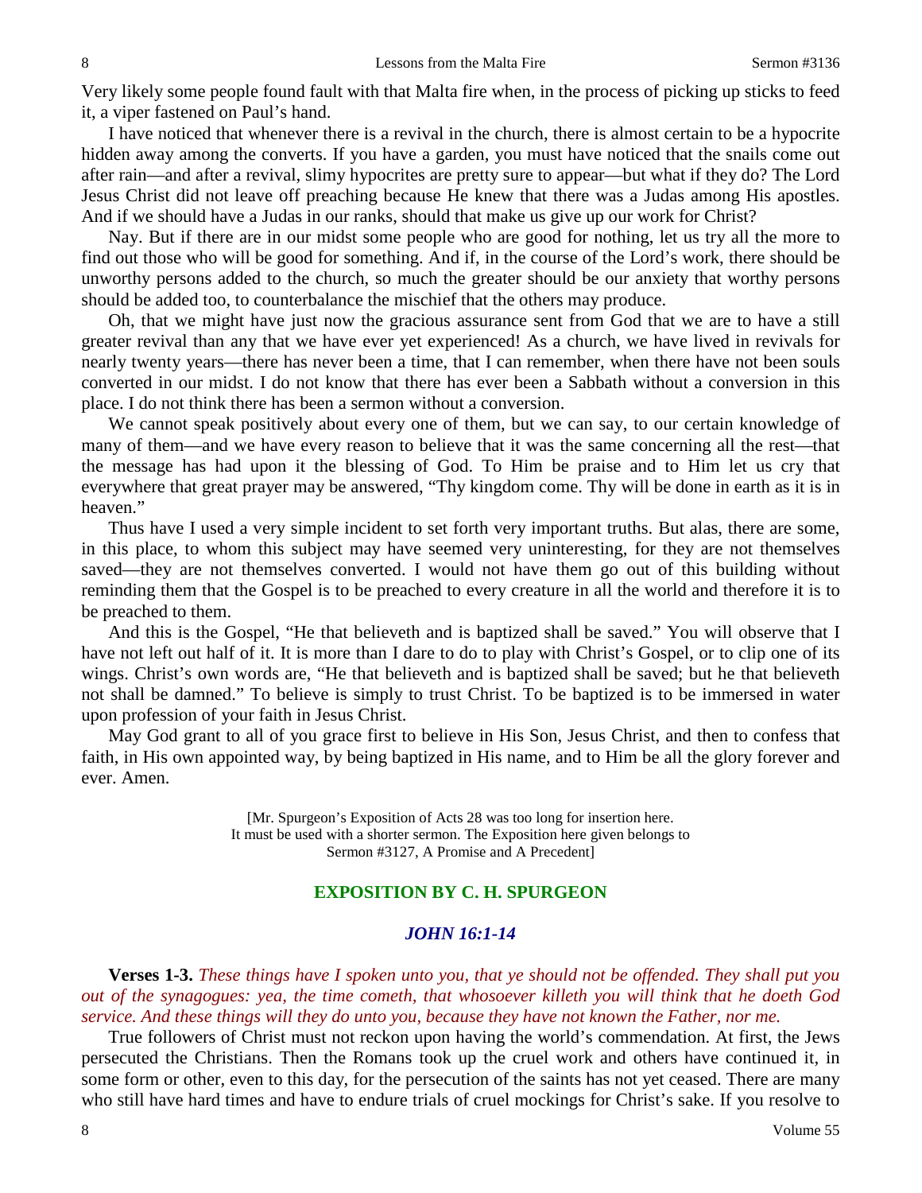Very likely some people found fault with that Malta fire when, in the process of picking up sticks to feed it, a viper fastened on Paul's hand.

I have noticed that whenever there is a revival in the church, there is almost certain to be a hypocrite hidden away among the converts. If you have a garden, you must have noticed that the snails come out after rain—and after a revival, slimy hypocrites are pretty sure to appear—but what if they do? The Lord Jesus Christ did not leave off preaching because He knew that there was a Judas among His apostles. And if we should have a Judas in our ranks, should that make us give up our work for Christ?

Nay. But if there are in our midst some people who are good for nothing, let us try all the more to find out those who will be good for something. And if, in the course of the Lord's work, there should be unworthy persons added to the church, so much the greater should be our anxiety that worthy persons should be added too, to counterbalance the mischief that the others may produce.

Oh, that we might have just now the gracious assurance sent from God that we are to have a still greater revival than any that we have ever yet experienced! As a church, we have lived in revivals for nearly twenty years—there has never been a time, that I can remember, when there have not been souls converted in our midst. I do not know that there has ever been a Sabbath without a conversion in this place. I do not think there has been a sermon without a conversion.

We cannot speak positively about every one of them, but we can say, to our certain knowledge of many of them—and we have every reason to believe that it was the same concerning all the rest—that the message has had upon it the blessing of God. To Him be praise and to Him let us cry that everywhere that great prayer may be answered, "Thy kingdom come. Thy will be done in earth as it is in heaven."

Thus have I used a very simple incident to set forth very important truths. But alas, there are some, in this place, to whom this subject may have seemed very uninteresting, for they are not themselves saved—they are not themselves converted. I would not have them go out of this building without reminding them that the Gospel is to be preached to every creature in all the world and therefore it is to be preached to them.

And this is the Gospel, "He that believeth and is baptized shall be saved." You will observe that I have not left out half of it. It is more than I dare to do to play with Christ's Gospel, or to clip one of its wings. Christ's own words are, "He that believeth and is baptized shall be saved; but he that believeth not shall be damned." To believe is simply to trust Christ. To be baptized is to be immersed in water upon profession of your faith in Jesus Christ.

May God grant to all of you grace first to believe in His Son, Jesus Christ, and then to confess that faith, in His own appointed way, by being baptized in His name, and to Him be all the glory forever and ever. Amen.

[Mr. Spurgeon's Exposition of Acts 28 was too long for insertion here. It must be used with a shorter sermon. The Exposition here given belongs to Sermon #3127, A Promise and A Precedent]

## EXPOSITION BY C. H. SPURGEON

### *JOHN 16:1-14*

**Verses 1-3.** *These things have I spoken unto you, that ye should not be offended. They shall put you out of the synagogues: yea, the time cometh, that whosoever killeth you will think that he doeth God service. And these things will they do unto you, because they have not known the Father, nor me.*

True followers of Christ must not reckon upon having the world's commendation. At first, the Jews persecuted the Christians. Then the Romans took up the cruel work and others have continued it, in some form or other, even to this day, for the persecution of the saints has not yet ceased. There are many who still have hard times and have to endure trials of cruel mockings for Christ's sake. If you resolve to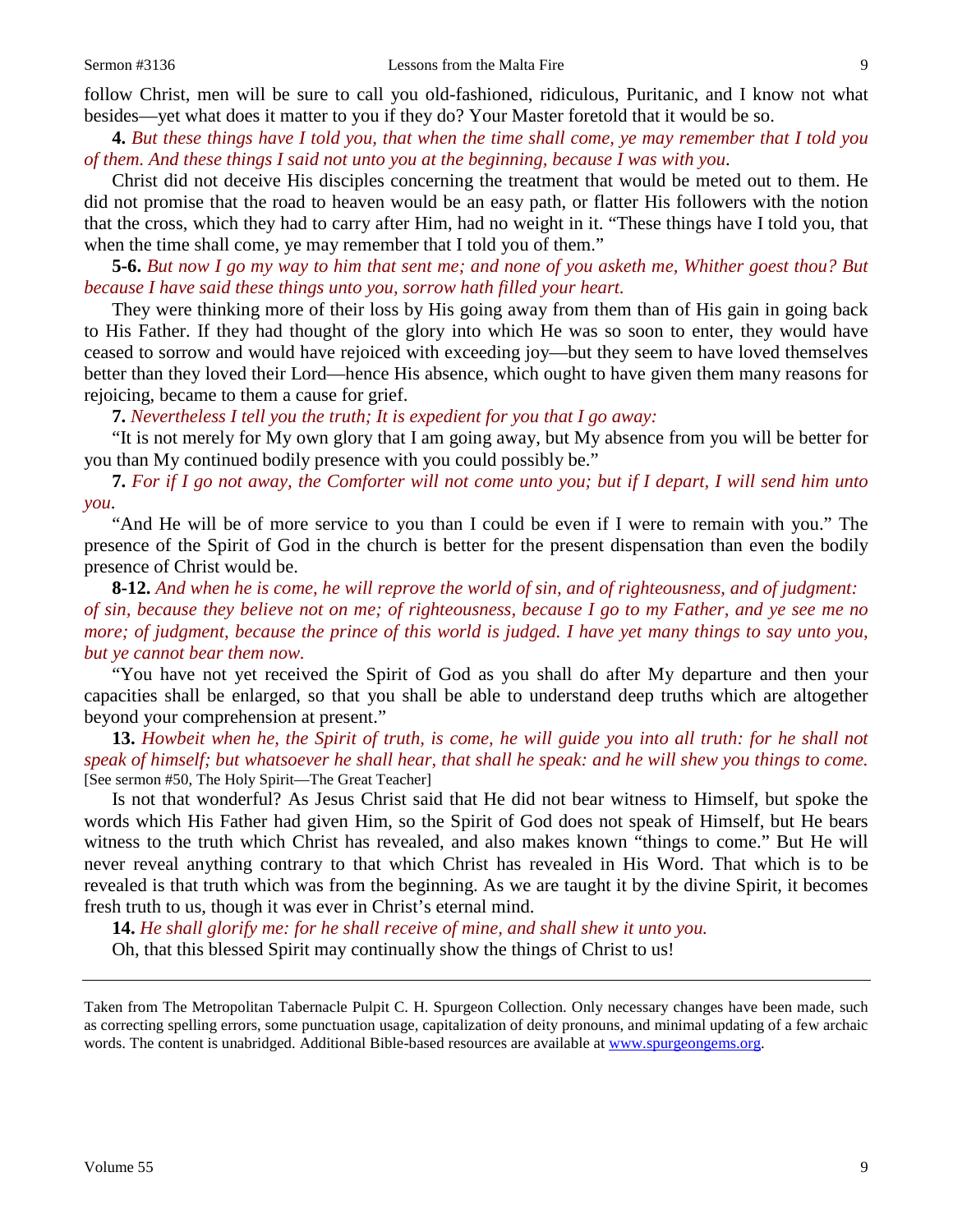follow Christ, men will be sure to call you old-fashioned, ridiculous, Puritanic, and I know not what besides—yet what does it matter to you if they do? Your Master foretold that it would be so.

**4.** *But these things have I told you, that when the time shall come, ye may remember that I told you of them. And these things I said not unto you at the beginning, because I was with you.*

Christ did not deceive His disciples concerning the treatment that would be meted out to them. He did not promise that the road to heaven would be an easy path, or flatter His followers with the notion that the cross, which they had to carry after Him, had no weight in it. "These things have I told you, that when the time shall come, ye may remember that I told you of them."

**5-6.** *But now I go my way to him that sent me; and none of you asketh me, Whither goest thou? But because I have said these things unto you, sorrow hath filled your heart.*

They were thinking more of their loss by His going away from them than of His gain in going back to His Father. If they had thought of the glory into which He was so soon to enter, they would have ceased to sorrow and would have rejoiced with exceeding joy—but they seem to have loved themselves better than they loved their Lord—hence His absence, which ought to have given them many reasons for rejoicing, became to them a cause for grief.

**7.** *Nevertheless I tell you the truth; It is expedient for you that I go away:*

"It is not merely for My own glory that I am going away, but My absence from you will be better for you than My continued bodily presence with you could possibly be."

**7.** *For if I go not away, the Comforter will not come unto you; but if I depart, I will send him unto you.*

"And He will be of more service to you than I could be even if I were to remain with you." The presence of the Spirit of God in the church is better for the present dispensation than even the bodily presence of Christ would be.

**8-12.** *And when he is come, he will reprove the world of sin, and of righteousness, and of judgment: of sin, because they believe not on me; of righteousness, because I go to my Father, and ye see me no more; of judgment, because the prince of this world is judged. I have yet many things to say unto you, but ye cannot bear them now.*

"You have not yet received the Spirit of God as you shall do after My departure and then your capacities shall be enlarged, so that you shall be able to understand deep truths which are altogether beyond your comprehension at present."

**13.** *Howbeit when he, the Spirit of truth, is come, he will guide you into all truth: for he shall not speak of himself; but whatsoever he shall hear, that shall he speak: and he will shew you things to come.* [See sermon #50, The Holy Spirit—The Great Teacher]

Is not that wonderful? As Jesus Christ said that He did not bear witness to Himself, but spoke the words which His Father had given Him, so the Spirit of God does not speak of Himself, but He bears witness to the truth which Christ has revealed, and also makes known "things to come." But He will never reveal anything contrary to that which Christ has revealed in His Word. That which is to be revealed is that truth which was from the beginning. As we are taught it by the divine Spirit, it becomes fresh truth to us, though it was ever in Christ's eternal mind.

**14.** *He shall glorify me: for he shall receive of mine, and shall shew it unto you.*

Oh, that this blessed Spirit may continually show the things of Christ to us!

---

Taken from The Metropolitan Tabernacle Pulpit C. H. Spurgeon Collection. Only necessary changes have been made, such as correcting spelling errors, some punctuation usage, capitalization of deity pronouns, and minimal updating of a few archaic words. The content is unabridged. Additional Bible-based resources are available at www.spurgeongems.org.